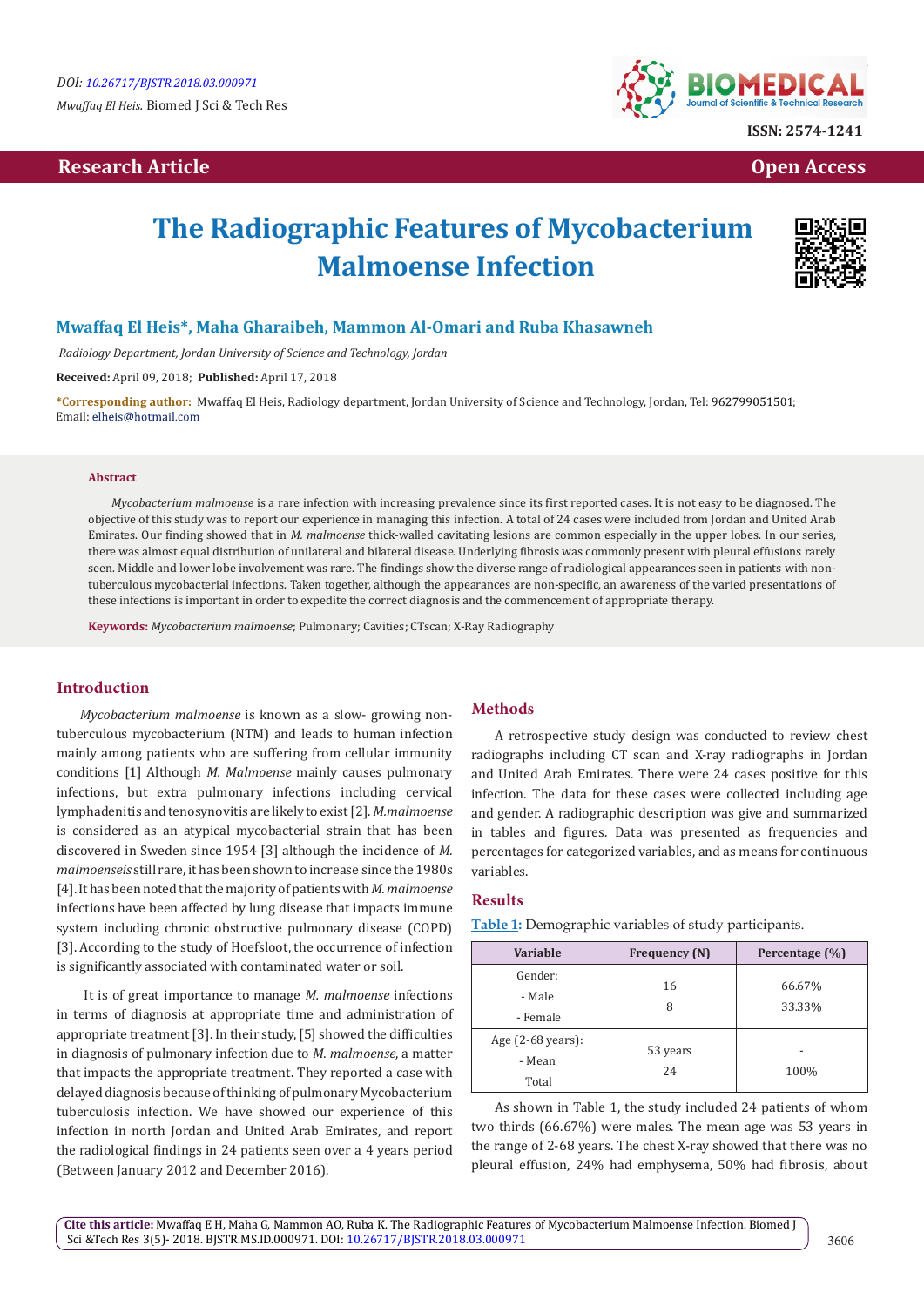**Research Article** | **Open Access**

# The Radiographic Features of Mycobacterium Malmoense Infection

**Mwaffaq El Heis*, Maha Gharaibeh, Mammon Al-Omari and Ruba Khasawneh**

*Radiology Department, Jordan University of Science and Technology, Jordan*

**Received:** April 09, 2018; **Published:** April 17, 2018

***Corresponding author:** Mwaffaq El Heis, Radiology department, Jordan University of Science and Technology, Jordan, Tel: 962799051501; Email: elheis@hotmail.com

## Abstract

*Mycobacterium malmoense* is a rare infection with increasing prevalence since its first reported cases. It is not easy to be diagnosed. The objective of this study was to report our experience in managing this infection. A total of 24 cases were included from Jordan and United Arab Emirates. Our finding showed that in *M. malmoense* thick-walled cavitating lesions are common especially in the upper lobes. In our series, there was almost equal distribution of unilateral and bilateral disease. Underlying fibrosis was commonly present with pleural effusions rarely seen. Middle and lower lobe involvement was rare. The findings show the diverse range of radiological appearances seen in patients with non-tuberculous mycobacterial infections. Taken together, although the appearances are non-specific, an awareness of the varied presentations of these infections is important in order to expedite the correct diagnosis and the commencement of appropriate therapy.

**Keywords:** *Mycobacterium malmoense*; Pulmonary; Cavities; CTscan; X-Ray Radiography

## Introduction

*Mycobacterium malmoense* is known as a slow- growing non-tuberculous mycobacterium (NTM) and leads to human infection mainly among patients who are suffering from cellular immunity conditions [1] Although *M. Malmoense* mainly causes pulmonary infections, but extra pulmonary infections including cervical lymphadenitis and tenosynovitis are likely to exist [2]. *M.malmoense* is considered as an atypical mycobacterial strain that has been discovered in Sweden since 1954 [3] although the incidence of *M. malmoenseis* still rare, it has been shown to increase since the 1980s [4]. It has been noted that the majority of patients with *M. malmoense* infections have been affected by lung disease that impacts immune system including chronic obstructive pulmonary disease (COPD) [3]. According to the study of Hoefsloot, the occurrence of infection is significantly associated with contaminated water or soil.

It is of great importance to manage *M. malmoense* infections in terms of diagnosis at appropriate time and administration of appropriate treatment [3]. In their study, [5] showed the difficulties in diagnosis of pulmonary infection due to *M. malmoense*, a matter that impacts the appropriate treatment. They reported a case with delayed diagnosis because of thinking of pulmonary Mycobacterium tuberculosis infection. We have showed our experience of this infection in north Jordan and United Arab Emirates, and report the radiological findings in 24 patients seen over a 4 years period (Between January 2012 and December 2016).

## Methods

A retrospective study design was conducted to review chest radiographs including CT scan and X-ray radiographs in Jordan and United Arab Emirates. There were 24 cases positive for this infection. The data for these cases were collected including age and gender. A radiographic description was give and summarized in tables and figures. Data was presented as frequencies and percentages for categorized variables, and as means for continuous variables.

## Results

**Table 1:** Demographic variables of study participants.

| Variable | Frequency (N) | Percentage (%) |
|---|---|---|
| Gender:<br>- Male<br>- Female | 16<br>8 | 66.67%<br>33.33% |
| Age (2-68 years):<br>- Mean<br>Total | 53 years<br>24 | -<br>100% |

As shown in Table 1, the study included 24 patients of whom two thirds (66.67%) were males. The mean age was 53 years in the range of 2-68 years. The chest X-ray showed that there was no pleural effusion, 24% had emphysema, 50% had fibrosis, about

**Cite this article:** Mwaffaq E H, Maha G, Mammon AO, Ruba K. The Radiographic Features of Mycobacterium Malmoense Infection. Biomed J Sci &Tech Res 3(5)- 2018. BJSTR.MS.ID.000971. DOI: 10.26717/BJSTR.2018.03.000971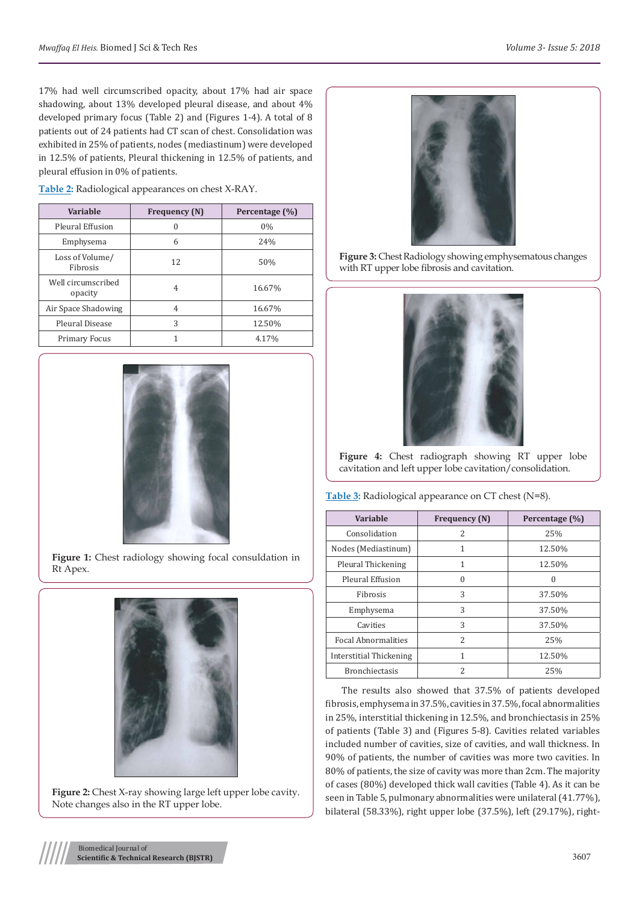17% had well circumscribed opacity, about 17% had air space shadowing, about 13% developed pleural disease, and about 4% developed primary focus (Table 2) and (Figures 1-4). A total of 8 patients out of 24 patients had CT scan of chest. Consolidation was exhibited in 25% of patients, nodes (mediastinum) were developed in 12.5% of patients, Pleural thickening in 12.5% of patients, and pleural effusion in 0% of patients.

**Table 2:** Radiological appearances on chest X-RAY.

| Variable | Frequency (N) | Percentage (%) |
|---|---|---|
| Pleural Effusion | 0 | 0% |
| Emphysema | 6 | 24% |
| Loss of Volume/ Fibrosis | 12 | 50% |
| Well circumscribed opacity | 4 | 16.67% |
| Air Space Shadowing | 4 | 16.67% |
| Pleural Disease | 3 | 12.50% |
| Primary Focus | 1 | 4.17% |

**Figure 1:** Chest radiology showing focal consuldation in Rt Apex.

**Figure 2:** Chest X-ray showing large left upper lobe cavity. Note changes also in the RT upper lobe.

**Figure 3:** Chest Radiology showing emphysematous changes with RT upper lobe fibrosis and cavitation.

**Figure 4:** Chest radiograph showing RT upper lobe cavitation and left upper lobe cavitation/consolidation.

**Table 3:** Radiological appearance on CT chest (N=8).

| Variable | Frequency (N) | Percentage (%) |
|---|---|---|
| Consolidation | 2 | 25% |
| Nodes (Mediastinum) | 1 | 12.50% |
| Pleural Thickening | 1 | 12.50% |
| Pleural Effusion | 0 | 0 |
| Fibrosis | 3 | 37.50% |
| Emphysema | 3 | 37.50% |
| Cavities | 3 | 37.50% |
| Focal Abnormalities | 2 | 25% |
| Interstitial Thickening | 1 | 12.50% |
| Bronchiectasis | 2 | 25% |

The results also showed that 37.5% of patients developed fibrosis, emphysema in 37.5%, cavities in 37.5%, focal abnormalities in 25%, interstitial thickening in 12.5%, and bronchiectasis in 25% of patients (Table 3) and (Figures 5-8). Cavities related variables included number of cavities, size of cavities, and wall thickness. In 90% of patients, the number of cavities was more two cavities. In 80% of patients, the size of cavity was more than 2cm. The majority of cases (80%) developed thick wall cavities (Table 4). As it can be seen in Table 5, pulmonary abnormalities were unilateral (41.77%), bilateral (58.33%), right upper lobe (37.5%), left (29.17%), right-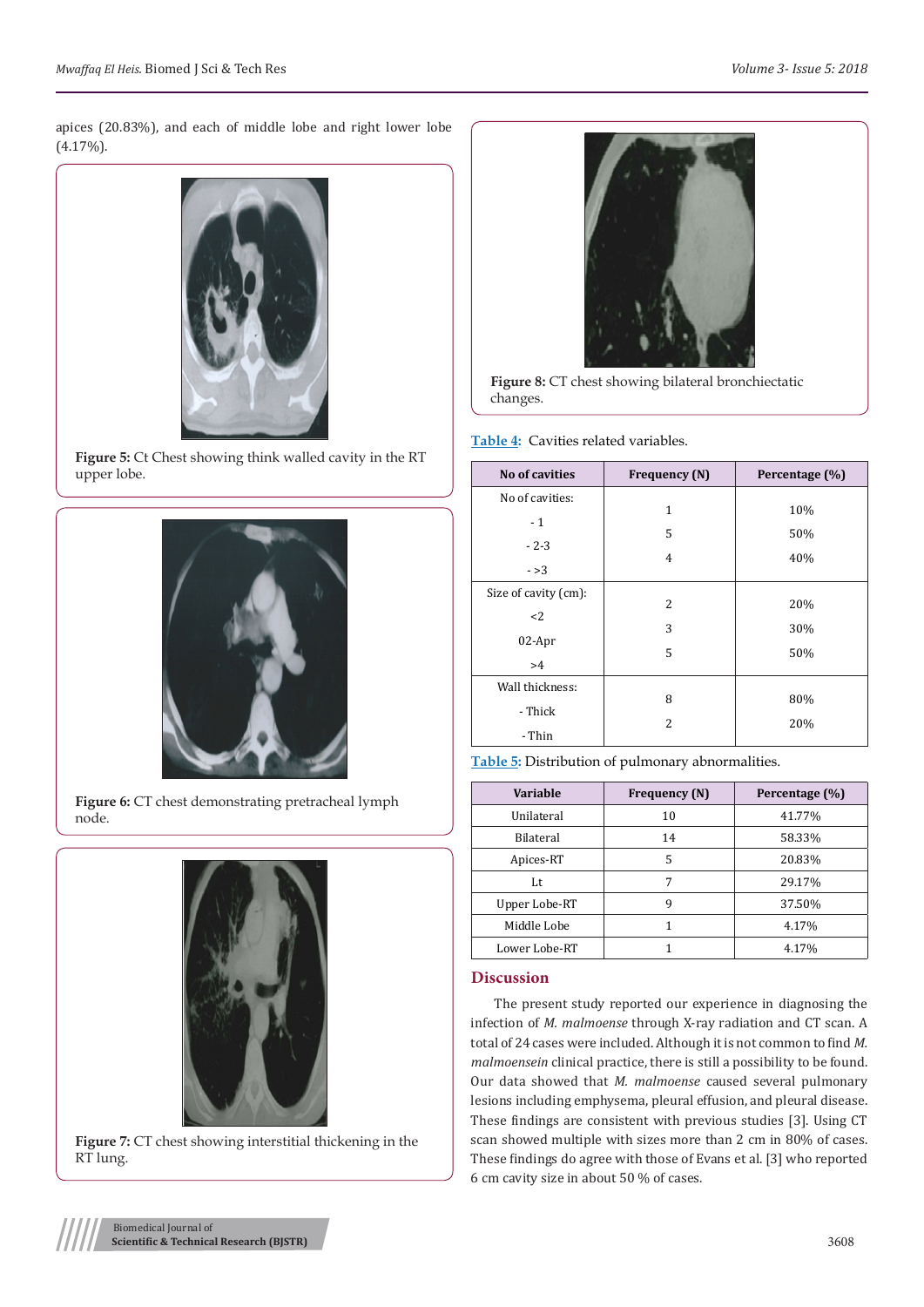apices (20.83%), and each of middle lobe and right lower lobe (4.17%).

**Figure 5:** Ct Chest showing think walled cavity in the RT upper lobe.

**Figure 6:** CT chest demonstrating pretracheal lymph node.

**Figure 7:** CT chest showing interstitial thickening in the RT lung.

**Figure 8:** CT chest showing bilateral bronchiectatic changes.

Table 4: Cavities related variables.

| No of cavities | Frequency (N) | Percentage (%) |
|---|---|---|
| No of cavities:<br>- 1<br>- 2-3<br>- >3 | 1<br>5<br>4 | 10%<br>50%<br>40% |
| Size of cavity (cm):<br><2<br>02-Apr<br>>4 | 2<br>3<br>5 | 20%<br>30%<br>50% |
| Wall thickness:<br>- Thick<br>- Thin | 8<br>2 | 80%<br>20% |

Table 5: Distribution of pulmonary abnormalities.

| Variable | Frequency (N) | Percentage (%) |
|---|---|---|
| Unilateral | 10 | 41.77% |
| Bilateral | 14 | 58.33% |
| Apices-RT | 5 | 20.83% |
| Lt | 7 | 29.17% |
| Upper Lobe-RT | 9 | 37.50% |
| Middle Lobe | 1 | 4.17% |
| Lower Lobe-RT | 1 | 4.17% |

## Discussion

The present study reported our experience in diagnosing the infection of *M. malmoense* through X-ray radiation and CT scan. A total of 24 cases were included. Although it is not common to find *M. malmoensein* clinical practice, there is still a possibility to be found. Our data showed that *M. malmoense* caused several pulmonary lesions including emphysema, pleural effusion, and pleural disease. These findings are consistent with previous studies [3]. Using CT scan showed multiple with sizes more than 2 cm in 80% of cases. These findings do agree with those of Evans et al. [3] who reported 6 cm cavity size in about 50 % of cases.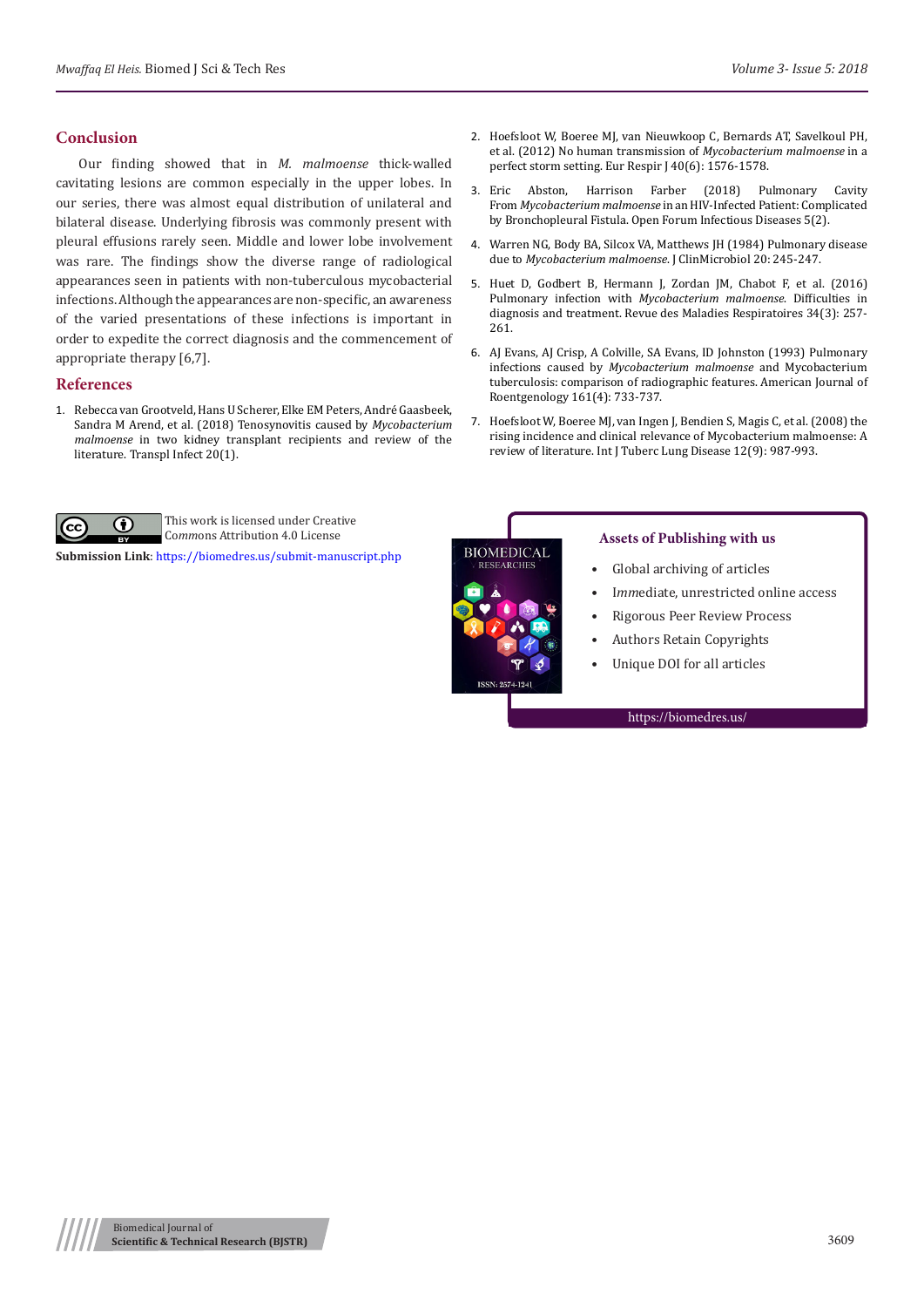## Conclusion

Our finding showed that in *M. malmoense* thick-walled cavitating lesions are common especially in the upper lobes. In our series, there was almost equal distribution of unilateral and bilateral disease. Underlying fibrosis was commonly present with pleural effusions rarely seen. Middle and lower lobe involvement was rare. The findings show the diverse range of radiological appearances seen in patients with non-tuberculous mycobacterial infections. Although the appearances are non-specific, an awareness of the varied presentations of these infections is important in order to expedite the correct diagnosis and the commencement of appropriate therapy [6,7].

## References

1. Rebecca van Grootveld, Hans U Scherer, Elke EM Peters, André Gaasbeek, Sandra M Arend, et al. (2018) Tenosynovitis caused by *Mycobacterium malmoense* in two kidney transplant recipients and review of the literature. Transpl Infect 20(1).
2. Hoefsloot W, Boeree MJ, van Nieuwkoop C, Bernards AT, Savelkoul PH, et al. (2012) No human transmission of *Mycobacterium malmoense* in a perfect storm setting. Eur Respir J 40(6): 1576-1578.
3. Eric Abston, Harrison Farber (2018) Pulmonary Cavity From *Mycobacterium malmoense* in an HIV-Infected Patient: Complicated by Bronchopleural Fistula. Open Forum Infectious Diseases 5(2).
4. Warren NG, Body BA, Silcox VA, Matthews JH (1984) Pulmonary disease due to *Mycobacterium malmoense*. J ClinMicrobiol 20: 245-247.
5. Huet D, Godbert B, Hermann J, Zordan JM, Chabot F, et al. (2016) Pulmonary infection with *Mycobacterium malmoense*. Difficulties in diagnosis and treatment. Revue des Maladies Respiratoires 34(3): 257-261.
6. AJ Evans, AJ Crisp, A Colville, SA Evans, ID Johnston (1993) Pulmonary infections caused by *Mycobacterium malmoense* and Mycobacterium tuberculosis: comparison of radiographic features. American Journal of Roentgenology 161(4): 733-737.
7. Hoefsloot W, Boeree MJ, van Ingen J, Bendien S, Magis C, et al. (2008) the rising incidence and clinical relevance of Mycobacterium malmoense: A review of literature. Int J Tuberc Lung Disease 12(9): 987-993.

This work is licensed under Creative Commons Attribution 4.0 License

**Submission Link**: https://biomedres.us/submit-manuscript.php

**Assets of Publishing with us**

- Global archiving of articles
- Immediate, unrestricted online access
- Rigorous Peer Review Process
- Authors Retain Copyrights
- Unique DOI for all articles

https://biomedres.us/